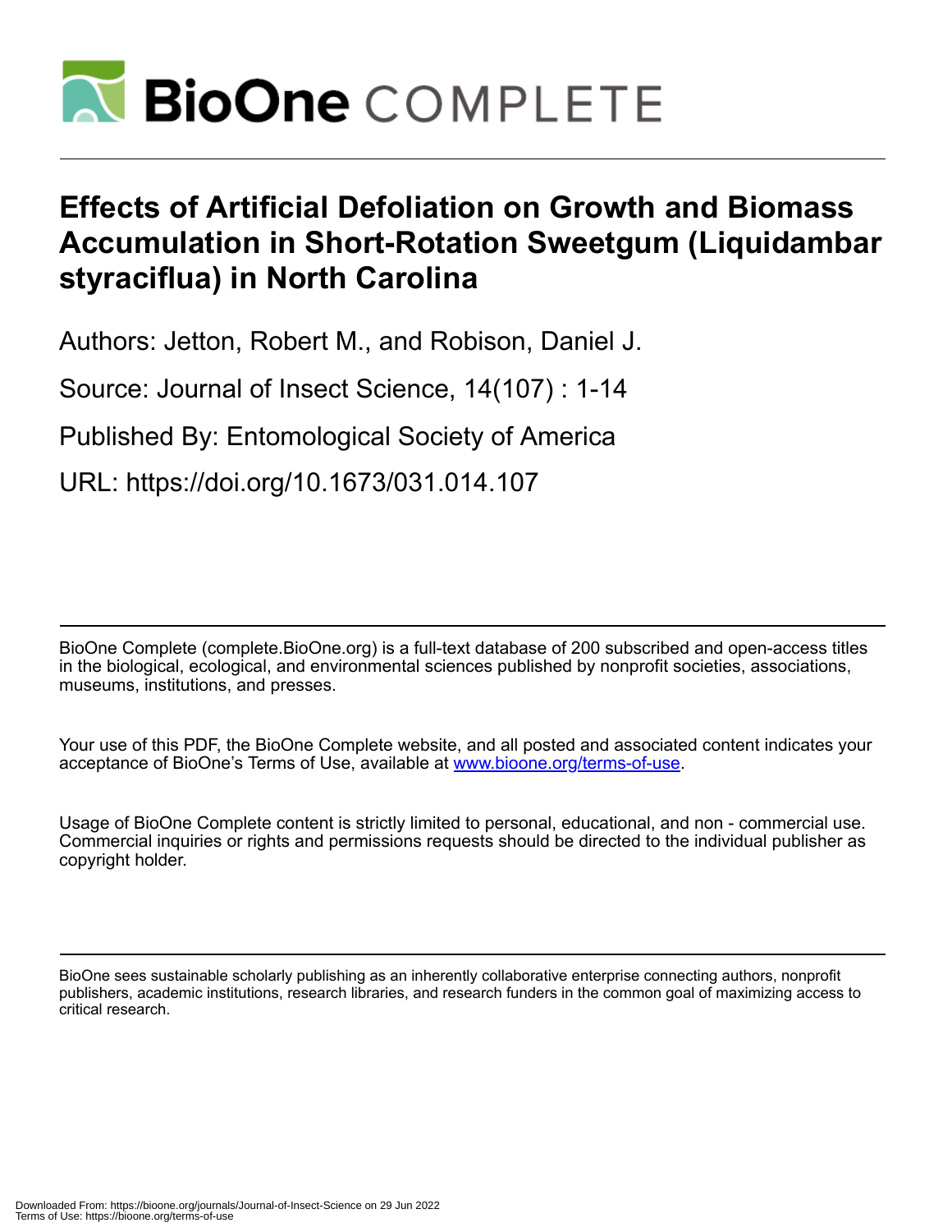# Effects of Artificial Defoliation on Growth and Biomass Accumulation in Short-Rotation Sweetgum (Liquidambar styraciflua) in North Carolina

Authors: Jetton, Robert M., and Robison, Daniel J.

Source: Journal of Insect Science, 14(107) : 1-14

Published By: Entomological Society of America

URL: https://doi.org/10.1673/031.014.107

BioOne Complete (complete.BioOne.org) is a full-text database of 200 subscribed and open-access titles in the biological, ecological, and environmental sciences published by nonprofit societies, associations, museums, institutions, and presses.

Your use of this PDF, the BioOne Complete website, and all posted and associated content indicates your acceptance of BioOne's Terms of Use, available at www.bioone.org/terms-of-use.

Usage of BioOne Complete content is strictly limited to personal, educational, and non - commercial use. Commercial inquiries or rights and permissions requests should be directed to the individual publisher as copyright holder.

BioOne sees sustainable scholarly publishing as an inherently collaborative enterprise connecting authors, nonprofit publishers, academic institutions, research libraries, and research funders in the common goal of maximizing access to critical research.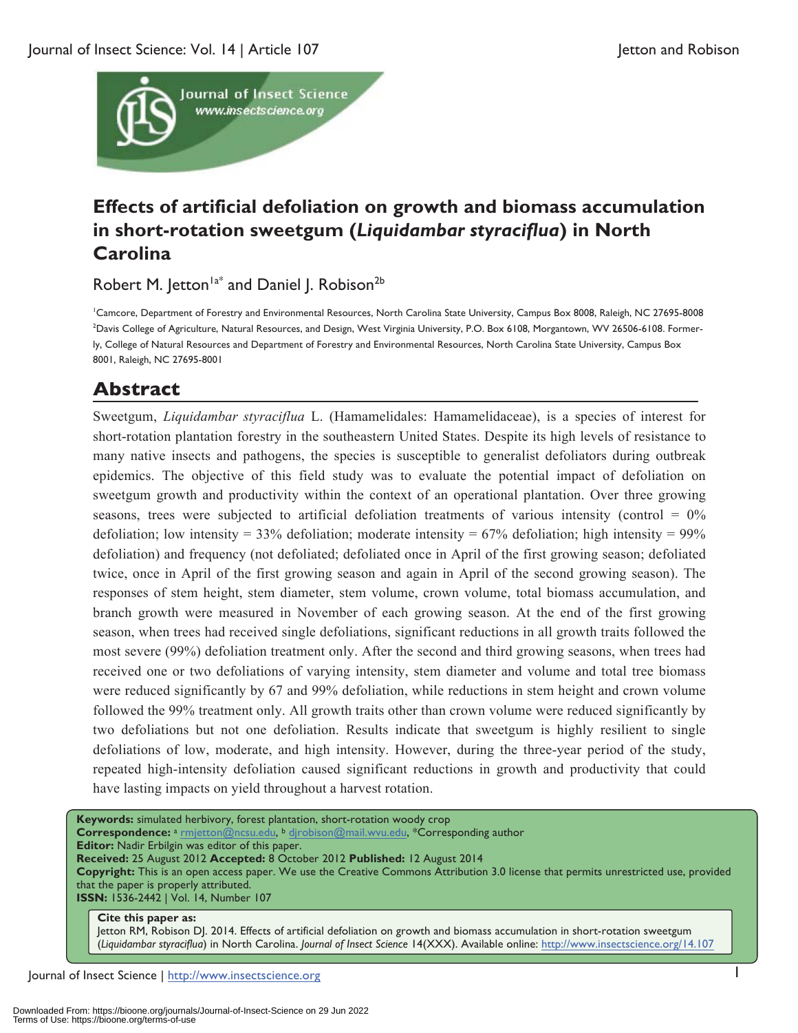# Effects of artificial defoliation on growth and biomass accumulation in short-rotation sweetgum (*Liquidambar styraciflua*) in North Carolina

Robert M. Jetton[1a*] and Daniel J. Robison[2b]

[1]Camcore, Department of Forestry and Environmental Resources, North Carolina State University, Campus Box 8008, Raleigh, NC 27695-8008
[2]Davis College of Agriculture, Natural Resources, and Design, West Virginia University, P.O. Box 6108, Morgantown, WV 26506-6108. Formerly, College of Natural Resources and Department of Forestry and Environmental Resources, North Carolina State University, Campus Box 8001, Raleigh, NC 27695-8001

## Abstract

Sweetgum, *Liquidambar styraciflua* L. (Hamamelidales: Hamamelidaceae), is a species of interest for short-rotation plantation forestry in the southeastern United States. Despite its high levels of resistance to many native insects and pathogens, the species is susceptible to generalist defoliators during outbreak epidemics. The objective of this field study was to evaluate the potential impact of defoliation on sweetgum growth and productivity within the context of an operational plantation. Over three growing seasons, trees were subjected to artificial defoliation treatments of various intensity (control = 0% defoliation; low intensity = 33% defoliation; moderate intensity = 67% defoliation; high intensity = 99% defoliation) and frequency (not defoliated; defoliated once in April of the first growing season; defoliated twice, once in April of the first growing season and again in April of the second growing season). The responses of stem height, stem diameter, stem volume, crown volume, total biomass accumulation, and branch growth were measured in November of each growing season. At the end of the first growing season, when trees had received single defoliations, significant reductions in all growth traits followed the most severe (99%) defoliation treatment only. After the second and third growing seasons, when trees had received one or two defoliations of varying intensity, stem diameter and volume and total tree biomass were reduced significantly by 67 and 99% defoliation, while reductions in stem height and crown volume followed the 99% treatment only. All growth traits other than crown volume were reduced significantly by two defoliations but not one defoliation. Results indicate that sweetgum is highly resilient to single defoliations of low, moderate, and high intensity. However, during the three-year period of the study, repeated high-intensity defoliation caused significant reductions in growth and productivity that could have lasting impacts on yield throughout a harvest rotation.

**Keywords:** simulated herbivory, forest plantation, short-rotation woody crop
**Correspondence:** [a] rmjetton@ncsu.edu, [b] djrobison@mail.wvu.edu, *Corresponding author
**Editor:** Nadir Erbilgin was editor of this paper.
**Received:** 25 August 2012 **Accepted:** 8 October 2012 **Published:** 12 August 2014
**Copyright:** This is an open access paper. We use the Creative Commons Attribution 3.0 license that permits unrestricted use, provided that the paper is properly attributed.
**ISSN:** 1536-2442 | Vol. 14, Number 107

**Cite this paper as:**
Jetton RM, Robison DJ. 2014. Effects of artificial defoliation on growth and biomass accumulation in short-rotation sweetgum (*Liquidambar styraciflua*) in North Carolina. *Journal of Insect Science* 14(XXX). Available online: http://www.insectscience.org/14.107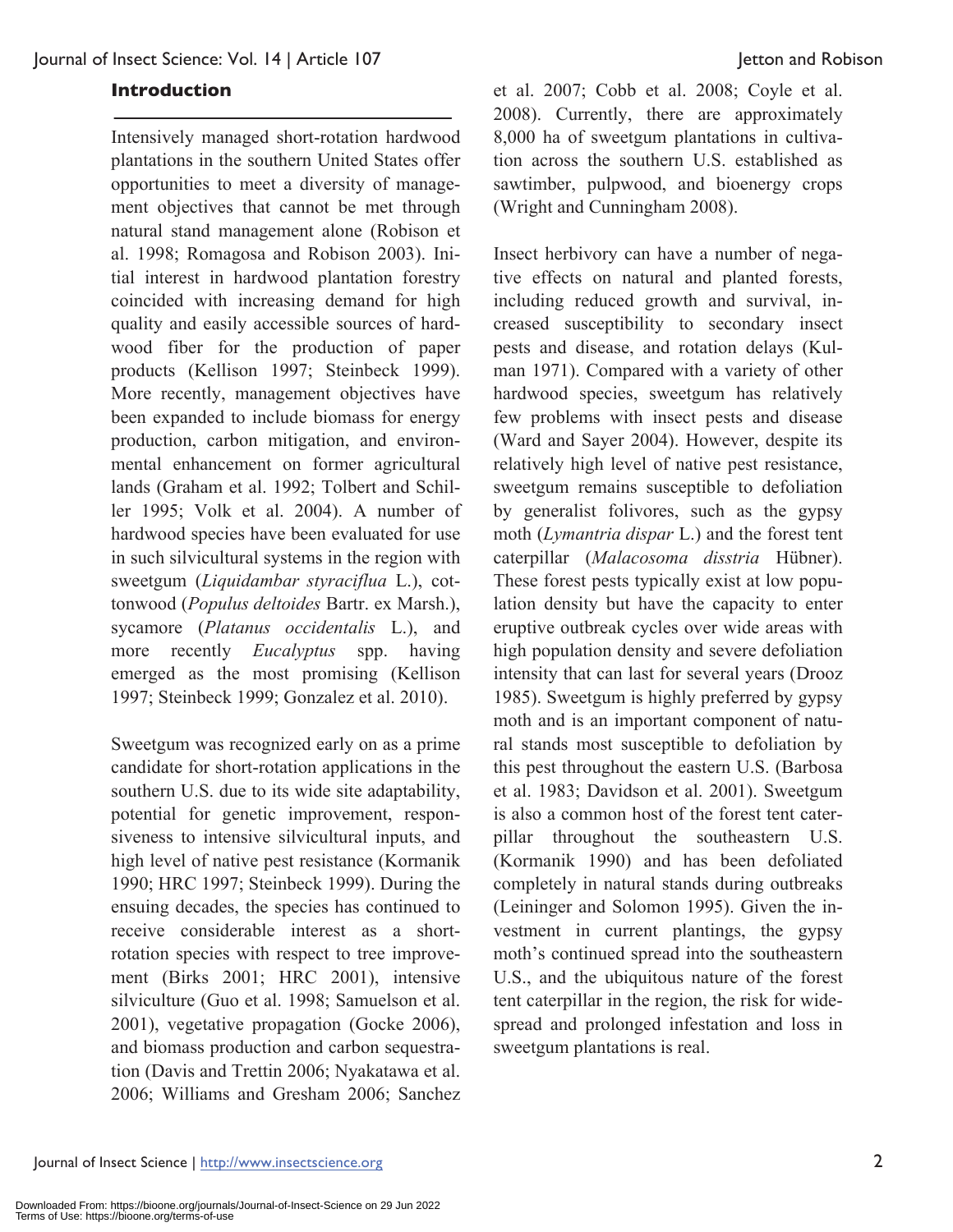## Introduction

Intensively managed short-rotation hardwood plantations in the southern United States offer opportunities to meet a diversity of management objectives that cannot be met through natural stand management alone (Robison et al. 1998; Romagosa and Robison 2003). Initial interest in hardwood plantation forestry coincided with increasing demand for high quality and easily accessible sources of hardwood fiber for the production of paper products (Kellison 1997; Steinbeck 1999). More recently, management objectives have been expanded to include biomass for energy production, carbon mitigation, and environmental enhancement on former agricultural lands (Graham et al. 1992; Tolbert and Schiller 1995; Volk et al. 2004). A number of hardwood species have been evaluated for use in such silvicultural systems in the region with sweetgum (*Liquidambar styraciflua* L.), cottonwood (*Populus deltoides* Bartr. ex Marsh.), sycamore (*Platanus occidentalis* L.), and more recently *Eucalyptus* spp. having emerged as the most promising (Kellison 1997; Steinbeck 1999; Gonzalez et al. 2010).

Sweetgum was recognized early on as a prime candidate for short-rotation applications in the southern U.S. due to its wide site adaptability, potential for genetic improvement, responsiveness to intensive silvicultural inputs, and high level of native pest resistance (Kormanik 1990; HRC 1997; Steinbeck 1999). During the ensuing decades, the species has continued to receive considerable interest as a short-rotation species with respect to tree improvement (Birks 2001; HRC 2001), intensive silviculture (Guo et al. 1998; Samuelson et al. 2001), vegetative propagation (Gocke 2006), and biomass production and carbon sequestration (Davis and Trettin 2006; Nyakatawa et al. 2006; Williams and Gresham 2006; Sanchez et al. 2007; Cobb et al. 2008; Coyle et al. 2008). Currently, there are approximately 8,000 ha of sweetgum plantations in cultivation across the southern U.S. established as sawtimber, pulpwood, and bioenergy crops (Wright and Cunningham 2008).

Insect herbivory can have a number of negative effects on natural and planted forests, including reduced growth and survival, increased susceptibility to secondary insect pests and disease, and rotation delays (Kulman 1971). Compared with a variety of other hardwood species, sweetgum has relatively few problems with insect pests and disease (Ward and Sayer 2004). However, despite its relatively high level of native pest resistance, sweetgum remains susceptible to defoliation by generalist folivores, such as the gypsy moth (*Lymantria dispar* L.) and the forest tent caterpillar (*Malacosoma disstria* Hübner). These forest pests typically exist at low population density but have the capacity to enter eruptive outbreak cycles over wide areas with high population density and severe defoliation intensity that can last for several years (Drooz 1985). Sweetgum is highly preferred by gypsy moth and is an important component of natural stands most susceptible to defoliation by this pest throughout the eastern U.S. (Barbosa et al. 1983; Davidson et al. 2001). Sweetgum is also a common host of the forest tent caterpillar throughout the southeastern U.S. (Kormanik 1990) and has been defoliated completely in natural stands during outbreaks (Leininger and Solomon 1995). Given the investment in current plantings, the gypsy moth's continued spread into the southeastern U.S., and the ubiquitous nature of the forest tent caterpillar in the region, the risk for widespread and prolonged infestation and loss in sweetgum plantations is real.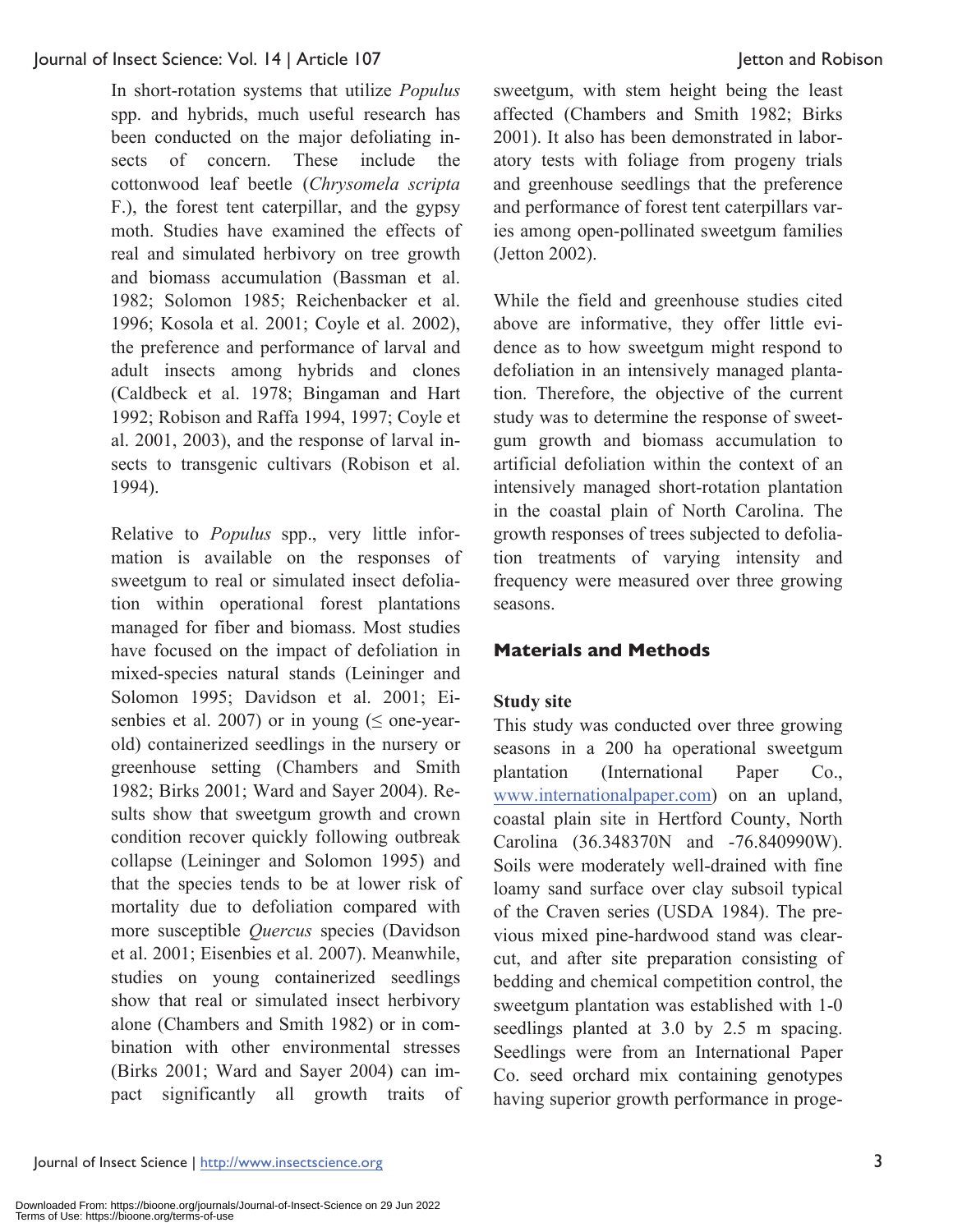In short-rotation systems that utilize *Populus* spp. and hybrids, much useful research has been conducted on the major defoliating insects of concern. These include the cottonwood leaf beetle (*Chrysomela scripta* F.), the forest tent caterpillar, and the gypsy moth. Studies have examined the effects of real and simulated herbivory on tree growth and biomass accumulation (Bassman et al. 1982; Solomon 1985; Reichenbacker et al. 1996; Kosola et al. 2001; Coyle et al. 2002), the preference and performance of larval and adult insects among hybrids and clones (Caldbeck et al. 1978; Bingaman and Hart 1992; Robison and Raffa 1994, 1997; Coyle et al. 2001, 2003), and the response of larval insects to transgenic cultivars (Robison et al. 1994).

Relative to *Populus* spp., very little information is available on the responses of sweetgum to real or simulated insect defoliation within operational forest plantations managed for fiber and biomass. Most studies have focused on the impact of defoliation in mixed-species natural stands (Leininger and Solomon 1995; Davidson et al. 2001; Eisenbies et al. 2007) or in young (≤ one-year-old) containerized seedlings in the nursery or greenhouse setting (Chambers and Smith 1982; Birks 2001; Ward and Sayer 2004). Results show that sweetgum growth and crown condition recover quickly following outbreak collapse (Leininger and Solomon 1995) and that the species tends to be at lower risk of mortality due to defoliation compared with more susceptible *Quercus* species (Davidson et al. 2001; Eisenbies et al. 2007). Meanwhile, studies on young containerized seedlings show that real or simulated insect herbivory alone (Chambers and Smith 1982) or in combination with other environmental stresses (Birks 2001; Ward and Sayer 2004) can impact significantly all growth traits of sweetgum, with stem height being the least affected (Chambers and Smith 1982; Birks 2001). It also has been demonstrated in laboratory tests with foliage from progeny trials and greenhouse seedlings that the preference and performance of forest tent caterpillars varies among open-pollinated sweetgum families (Jetton 2002).

While the field and greenhouse studies cited above are informative, they offer little evidence as to how sweetgum might respond to defoliation in an intensively managed plantation. Therefore, the objective of the current study was to determine the response of sweetgum growth and biomass accumulation to artificial defoliation within the context of an intensively managed short-rotation plantation in the coastal plain of North Carolina. The growth responses of trees subjected to defoliation treatments of varying intensity and frequency were measured over three growing seasons.

## Materials and Methods

### Study site

This study was conducted over three growing seasons in a 200 ha operational sweetgum plantation (International Paper Co., www.internationalpaper.com) on an upland, coastal plain site in Hertford County, North Carolina (36.348370N and -76.840990W). Soils were moderately well-drained with fine loamy sand surface over clay subsoil typical of the Craven series (USDA 1984). The previous mixed pine-hardwood stand was clearcut, and after site preparation consisting of bedding and chemical competition control, the sweetgum plantation was established with 1-0 seedlings planted at 3.0 by 2.5 m spacing. Seedlings were from an International Paper Co. seed orchard mix containing genotypes having superior growth performance in proge-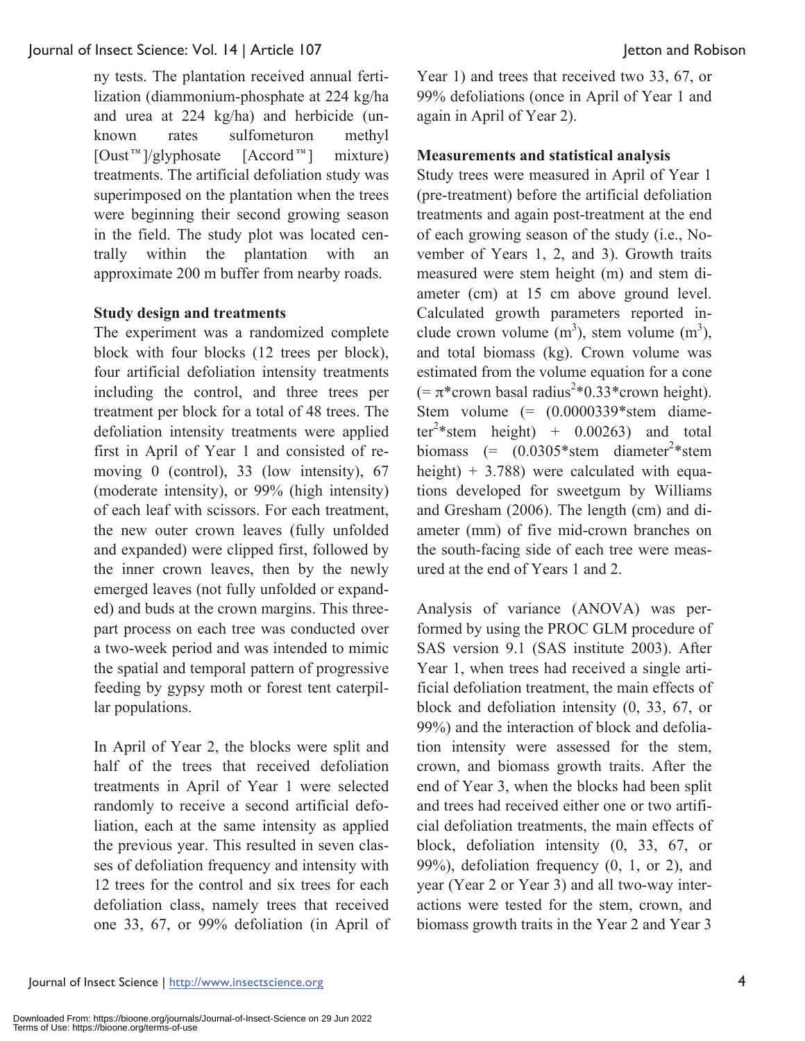ny tests. The plantation received annual fertilization (diammonium-phosphate at 224 kg/ha and urea at 224 kg/ha) and herbicide (unknown rates sulfometuron methyl [Oust™]/glyphosate [Accord™] mixture) treatments. The artificial defoliation study was superimposed on the plantation when the trees were beginning their second growing season in the field. The study plot was located centrally within the plantation with an approximate 200 m buffer from nearby roads.

### Study design and treatments

The experiment was a randomized complete block with four blocks (12 trees per block), four artificial defoliation intensity treatments including the control, and three trees per treatment per block for a total of 48 trees. The defoliation intensity treatments were applied first in April of Year 1 and consisted of removing 0 (control), 33 (low intensity), 67 (moderate intensity), or 99% (high intensity) of each leaf with scissors. For each treatment, the new outer crown leaves (fully unfolded and expanded) were clipped first, followed by the inner crown leaves, then by the newly emerged leaves (not fully unfolded or expanded) and buds at the crown margins. This three-part process on each tree was conducted over a two-week period and was intended to mimic the spatial and temporal pattern of progressive feeding by gypsy moth or forest tent caterpillar populations.

In April of Year 2, the blocks were split and half of the trees that received defoliation treatments in April of Year 1 were selected randomly to receive a second artificial defoliation, each at the same intensity as applied the previous year. This resulted in seven classes of defoliation frequency and intensity with 12 trees for the control and six trees for each defoliation class, namely trees that received one 33, 67, or 99% defoliation (in April of Year 1) and trees that received two 33, 67, or 99% defoliations (once in April of Year 1 and again in April of Year 2).

### Measurements and statistical analysis

Study trees were measured in April of Year 1 (pre-treatment) before the artificial defoliation treatments and again post-treatment at the end of each growing season of the study (i.e., November of Years 1, 2, and 3). Growth traits measured were stem height (m) and stem diameter (cm) at 15 cm above ground level. Calculated growth parameters reported include crown volume ($m^3$), stem volume ($m^3$), and total biomass (kg). Crown volume was estimated from the volume equation for a cone ($= \pi$*crown basal radius$^2$*0.33*crown height). Stem volume (= (0.0000339*stem diameter$^2$*stem height) + 0.00263) and total biomass (= (0.0305*stem diameter$^2$*stem height) + 3.788) were calculated with equations developed for sweetgum by Williams and Gresham (2006). The length (cm) and diameter (mm) of five mid-crown branches on the south-facing side of each tree were measured at the end of Years 1 and 2.

Analysis of variance (ANOVA) was performed by using the PROC GLM procedure of SAS version 9.1 (SAS institute 2003). After Year 1, when trees had received a single artificial defoliation treatment, the main effects of block and defoliation intensity (0, 33, 67, or 99%) and the interaction of block and defoliation intensity were assessed for the stem, crown, and biomass growth traits. After the end of Year 3, when the blocks had been split and trees had received either one or two artificial defoliation treatments, the main effects of block, defoliation intensity (0, 33, 67, or 99%), defoliation frequency (0, 1, or 2), and year (Year 2 or Year 3) and all two-way interactions were tested for the stem, crown, and biomass growth traits in the Year 2 and Year 3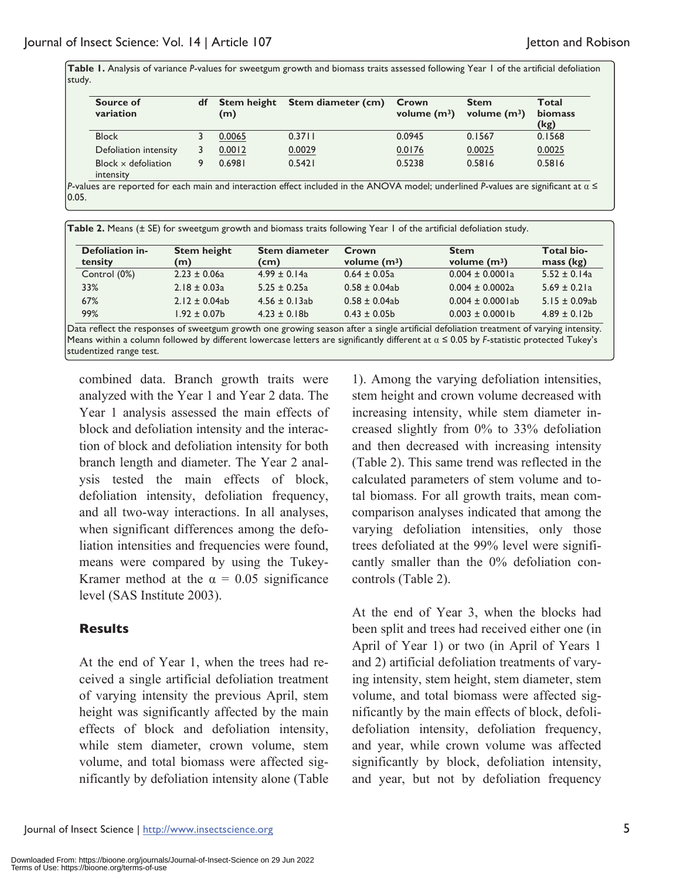**Table 1.** Analysis of variance *P*-values for sweetgum growth and biomass traits assessed following Year 1 of the artificial defoliation study.

| Source of variation | df | Stem height (m) | Stem diameter (cm) | Crown volume ($m^3$) | Stem volume ($m^3$) | Total biomass (kg) |
|---|---|---|---|---|---|---|
| Block | 3 | <u>0.0065</u> | 0.3711 | 0.0945 | 0.1567 | 0.1568 |
| Defoliation intensity | 3 | <u>0.0012</u> | <u>0.0029</u> | <u>0.0176</u> | <u>0.0025</u> | <u>0.0025</u> |
| Block × defoliation intensity | 9 | 0.6981 | 0.5421 | 0.5238 | 0.5816 | 0.5816 |

*P*-values are reported for each main and interaction effect included in the ANOVA model; underlined *P*-values are significant at $\alpha \leq 0.05$.

**Table 2.** Means (± SE) for sweetgum growth and biomass traits following Year 1 of the artificial defoliation study.

| Defoliation intensity | Stem height (m) | Stem diameter (cm) | Crown volume ($m^3$) | Stem volume ($m^3$) | Total biomass (kg) |
|---|---|---|---|---|---|
| Control (0%) | 2.23 ± 0.06a | 4.99 ± 0.14a | 0.64 ± 0.05a | 0.004 ± 0.0001a | 5.52 ± 0.14a |
| 33% | 2.18 ± 0.03a | 5.25 ± 0.25a | 0.58 ± 0.04ab | 0.004 ± 0.0002a | 5.69 ± 0.21a |
| 67% | 2.12 ± 0.04ab | 4.56 ± 0.13ab | 0.58 ± 0.04ab | 0.004 ± 0.0001ab | 5.15 ± 0.09ab |
| 99% | 1.92 ± 0.07b | 4.23 ± 0.18b | 0.43 ± 0.05b | 0.003 ± 0.0001b | 4.89 ± 0.12b |

Data reflect the responses of sweetgum growth one growing season after a single artificial defoliation treatment of varying intensity. Means within a column followed by different lowercase letters are significantly different at $\alpha \leq 0.05$ by *F*-statistic protected Tukey's studentized range test.

combined data. Branch growth traits were analyzed with the Year 1 and Year 2 data. The Year 1 analysis assessed the main effects of block and defoliation intensity and the interaction of block and defoliation intensity for both branch length and diameter. The Year 2 analysis tested the main effects of block, defoliation intensity, defoliation frequency, and all two-way interactions. In all analyses, when significant differences among the defoliation intensities and frequencies were found, means were compared by using the Tukey-Kramer method at the $\alpha = 0.05$ significance level (SAS Institute 2003).

## Results

At the end of Year 1, when the trees had received a single artificial defoliation treatment of varying intensity the previous April, stem height was significantly affected by the main effects of block and defoliation intensity, while stem diameter, crown volume, stem volume, and total biomass were affected significantly by defoliation intensity alone (Table 1). Among the varying defoliation intensities, stem height and crown volume decreased with increasing intensity, while stem diameter increased slightly from 0% to 33% defoliation and then decreased with increasing intensity (Table 2). This same trend was reflected in the calculated parameters of stem volume and total biomass. For all growth traits, mean comcomparison analyses indicated that among the varying defoliation intensities, only those trees defoliated at the 99% level were significantly smaller than the 0% defoliation concontrols (Table 2).

At the end of Year 3, when the blocks had been split and trees had received either one (in April of Year 1) or two (in April of Years 1 and 2) artificial defoliation treatments of varying intensity, stem height, stem diameter, stem volume, and total biomass were affected significantly by the main effects of block, defolidefoliation intensity, defoliation frequency, and year, while crown volume was affected significantly by block, defoliation intensity, and year, but not by defoliation frequency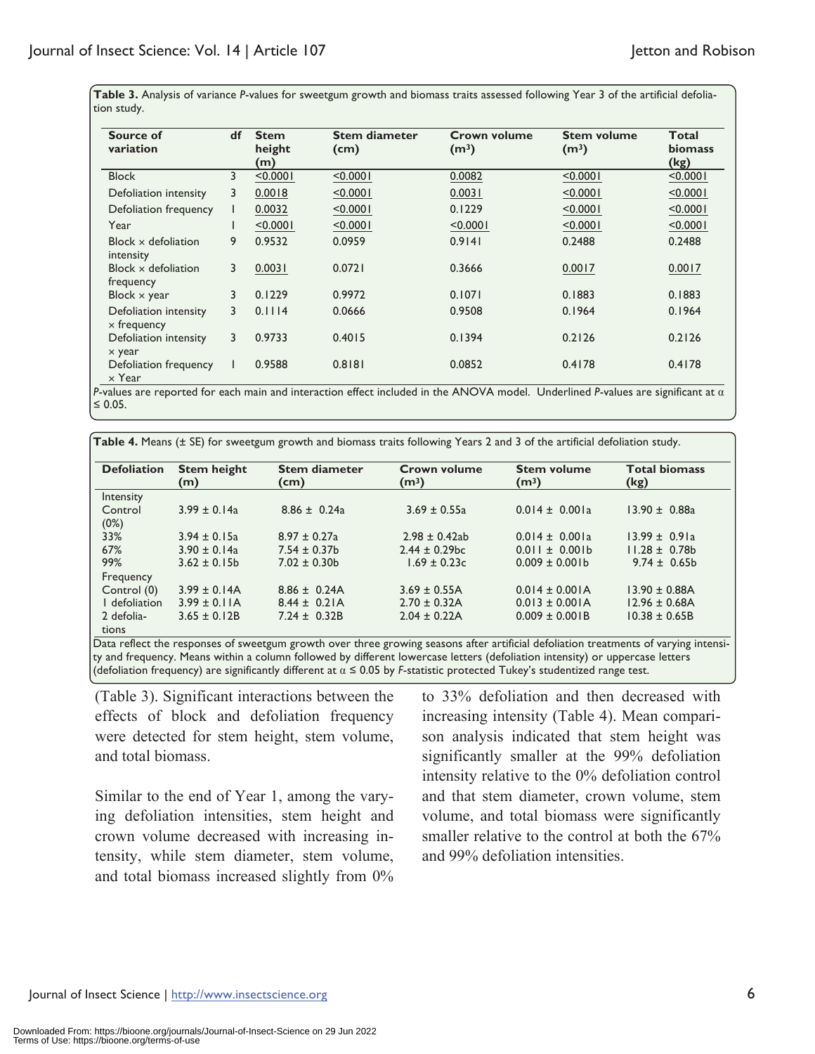**Table 3.** Analysis of variance *P*-values for sweetgum growth and biomass traits assessed following Year 3 of the artificial defoliation study.

| Source of variation | df | Stem height (m) | Stem diameter (cm) | Crown volume (m³) | Stem volume (m³) | Total biomass (kg) |
|---|---|---|---|---|---|---|
| Block | 3 | <u><0.0001</u> | <u><0.0001</u> | <u>0.0082</u> | <u><0.0001</u> | <u><0.0001</u> |
| Defoliation intensity | 3 | <u>0.0018</u> | <u><0.0001</u> | <u>0.0031</u> | <u><0.0001</u> | <u><0.0001</u> |
| Defoliation frequency | 1 | <u>0.0032</u> | <u><0.0001</u> | 0.1229 | <u><0.0001</u> | <u><0.0001</u> |
| Year | 1 | <u><0.0001</u> | <u><0.0001</u> | <u><0.0001</u> | <u><0.0001</u> | <u><0.0001</u> |
| Block × defoliation intensity | 9 | 0.9532 | 0.0959 | 0.9141 | 0.2488 | 0.2488 |
| Block × defoliation frequency | 3 | <u>0.0031</u> | 0.0721 | 0.3666 | <u>0.0017</u> | <u>0.0017</u> |
| Block × year | 3 | 0.1229 | 0.9972 | 0.1071 | 0.1883 | 0.1883 |
| Defoliation intensity × frequency | 3 | 0.1114 | 0.0666 | 0.9508 | 0.1964 | 0.1964 |
| Defoliation intensity × year | 3 | 0.9733 | 0.4015 | 0.1394 | 0.2126 | 0.2126 |
| Defoliation frequency × Year | 1 | 0.9588 | 0.8181 | 0.0852 | 0.4178 | 0.4178 |

*P*-values are reported for each main and interaction effect included in the ANOVA model. Underlined *P*-values are significant at $\alpha \leq 0.05$.

**Table 4.** Means (± SE) for sweetgum growth and biomass traits following Years 2 and 3 of the artificial defoliation study.

| Defoliation | Stem height (m) | Stem diameter (cm) | Crown volume (m³) | Stem volume (m³) | Total biomass (kg) |
|---|---|---|---|---|---|
| Intensity | | | | | |
| Control (0%) | 3.99 ± 0.14a | 8.86 ± 0.24a | 3.69 ± 0.55a | 0.014 ± 0.001a | 13.90 ± 0.88a |
| 33% | 3.94 ± 0.15a | 8.97 ± 0.27a | 2.98 ± 0.42ab | 0.014 ± 0.001a | 13.99 ± 0.91a |
| 67% | 3.90 ± 0.14a | 7.54 ± 0.37b | 2.44 ± 0.29bc | 0.011 ± 0.001b | 11.28 ± 0.78b |
| 99% | 3.62 ± 0.15b | 7.02 ± 0.30b | 1.69 ± 0.23c | 0.009 ± 0.001b | 9.74 ± 0.65b |
| Frequency | | | | | |
| Control (0) | 3.99 ± 0.14A | 8.86 ± 0.24A | 3.69 ± 0.55A | 0.014 ± 0.001A | 13.90 ± 0.88A |
| 1 defoliation | 3.99 ± 0.11A | 8.44 ± 0.21A | 2.70 ± 0.32A | 0.013 ± 0.001A | 12.96 ± 0.68A |
| 2 defoliations | 3.65 ± 0.12B | 7.24 ± 0.32B | 2.04 ± 0.22A | 0.009 ± 0.001B | 10.38 ± 0.65B |

Data reflect the responses of sweetgum growth over three growing seasons after artificial defoliation treatments of varying intensity and frequency. Means within a column followed by different lowercase letters (defoliation intensity) or uppercase letters (defoliation frequency) are significantly different at $\alpha \leq 0.05$ by *F*-statistic protected Tukey's studentized range test.

(Table 3). Significant interactions between the effects of block and defoliation frequency were detected for stem height, stem volume, and total biomass.

Similar to the end of Year 1, among the varying defoliation intensities, stem height and crown volume decreased with increasing intensity, while stem diameter, stem volume, and total biomass increased slightly from 0% to 33% defoliation and then decreased with increasing intensity (Table 4). Mean comparison analysis indicated that stem height was significantly smaller at the 99% defoliation intensity relative to the 0% defoliation control and that stem diameter, crown volume, stem volume, and total biomass were significantly smaller relative to the control at both the 67% and 99% defoliation intensities.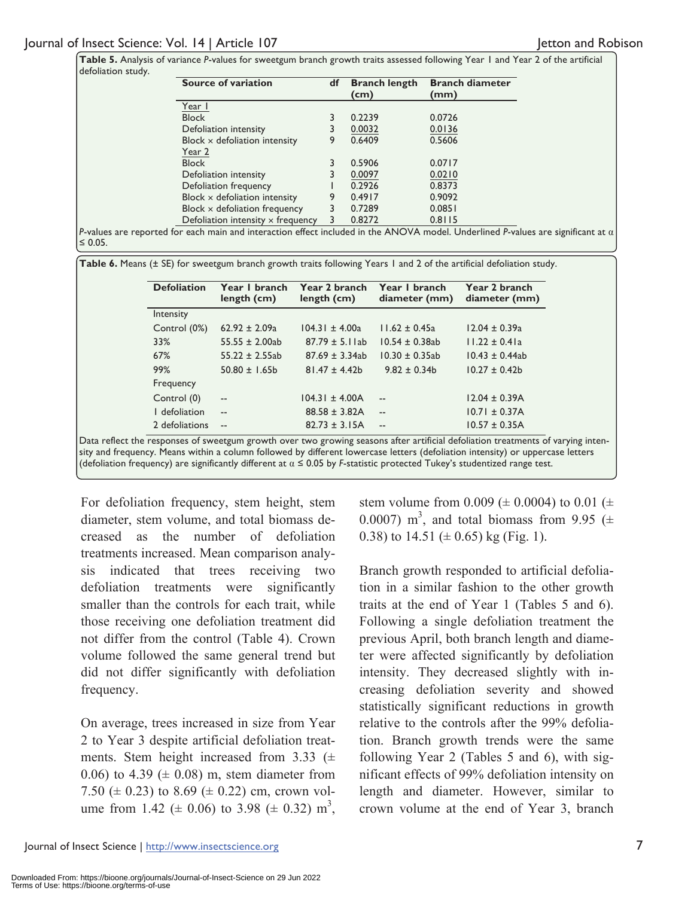**Table 5.** Analysis of variance *P*-values for sweetgum branch growth traits assessed following Year 1 and Year 2 of the artificial defoliation study.

| Source of variation | df | Branch length (cm) | Branch diameter (mm) |
|---|---|---|---|
| Year 1 | | | |
| Block | 3 | 0.2239 | 0.0726 |
| Defoliation intensity | 3 | <u>0.0032</u> | <u>0.0136</u> |
| Block × defoliation intensity | 9 | 0.6409 | 0.5606 |
| Year 2 | | | |
| Block | 3 | 0.5906 | 0.0717 |
| Defoliation intensity | 3 | <u>0.0097</u> | <u>0.0210</u> |
| Defoliation frequency | 1 | 0.2926 | 0.8373 |
| Block × defoliation intensity | 9 | 0.4917 | 0.9092 |
| Block × defoliation frequency | 3 | 0.7289 | 0.0851 |
| Defoliation intensity × frequency | 3 | 0.8272 | 0.8115 |

*P*-values are reported for each main and interaction effect included in the ANOVA model. Underlined *P*-values are significant at $\alpha \leq 0.05$.

**Table 6.** Means (± SE) for sweetgum branch growth traits following Years 1 and 2 of the artificial defoliation study.

| Defoliation | Year 1 branch length (cm) | Year 2 branch length (cm) | Year 1 branch diameter (mm) | Year 2 branch diameter (mm) |
|---|---|---|---|---|
| Intensity | | | | |
| Control (0%) | 62.92 ± 2.09a | 104.31 ± 4.00a | 11.62 ± 0.45a | 12.04 ± 0.39a |
| 33% | 55.55 ± 2.00ab | 87.79 ± 5.11ab | 10.54 ± 0.38ab | 11.22 ± 0.41a |
| 67% | 55.22 ± 2.55ab | 87.69 ± 3.34ab | 10.30 ± 0.35ab | 10.43 ± 0.44ab |
| 99% | 50.80 ± 1.65b | 81.47 ± 4.42b | 9.82 ± 0.34b | 10.27 ± 0.42b |
| Frequency | | | | |
| Control (0) | -- | 104.31 ± 4.00A | -- | 12.04 ± 0.39A |
| 1 defoliation | -- | 88.58 ± 3.82A | -- | 10.71 ± 0.37A |
| 2 defoliations | -- | 82.73 ± 3.15A | -- | 10.57 ± 0.35A |

Data reflect the responses of sweetgum growth over two growing seasons after artificial defoliation treatments of varying intensity and frequency. Means within a column followed by different lowercase letters (defoliation intensity) or uppercase letters (defoliation frequency) are significantly different at $\alpha \leq 0.05$ by *F*-statistic protected Tukey's studentized range test.

For defoliation frequency, stem height, stem diameter, stem volume, and total biomass decreased as the number of defoliation treatments increased. Mean comparison analysis indicated that trees receiving two defoliation treatments were significantly smaller than the controls for each trait, while those receiving one defoliation treatment did not differ from the control (Table 4). Crown volume followed the same general trend but did not differ significantly with defoliation frequency.

On average, trees increased in size from Year 2 to Year 3 despite artificial defoliation treatments. Stem height increased from 3.33 (± 0.06) to 4.39 (± 0.08) m, stem diameter from 7.50 (± 0.23) to 8.69 (± 0.22) cm, crown volume from 1.42 (± 0.06) to 3.98 (± 0.32) $m^3$, stem volume from 0.009 (± 0.0004) to 0.01 (± 0.0007) $m^3$, and total biomass from 9.95 (± 0.38) to 14.51 (± 0.65) kg (Fig. 1).

Branch growth responded to artificial defoliation in a similar fashion to the other growth traits at the end of Year 1 (Tables 5 and 6). Following a single defoliation treatment the previous April, both branch length and diameter were affected significantly by defoliation intensity. They decreased slightly with increasing defoliation severity and showed statistically significant reductions in growth relative to the controls after the 99% defoliation. Branch growth trends were the same following Year 2 (Tables 5 and 6), with significant effects of 99% defoliation intensity on length and diameter. However, similar to crown volume at the end of Year 3, branch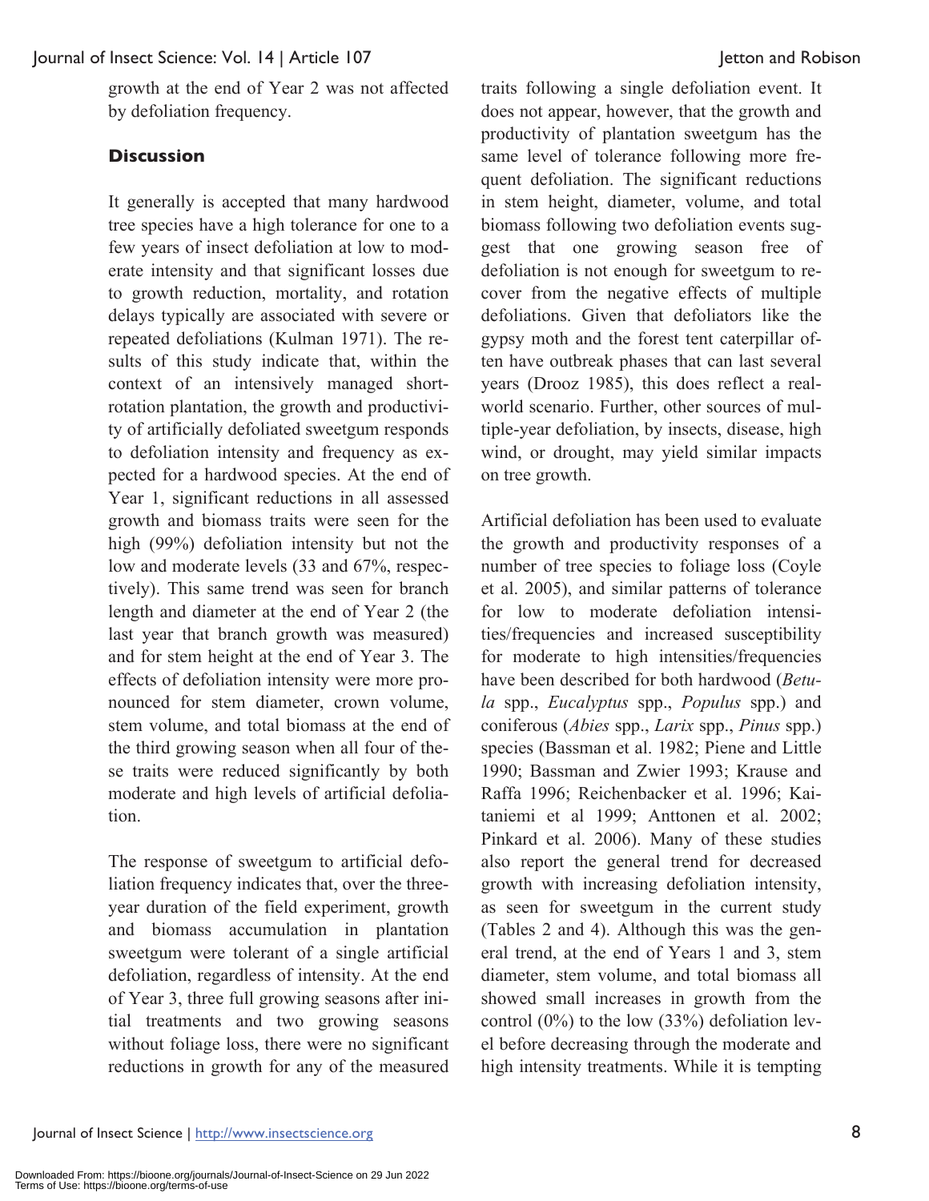growth at the end of Year 2 was not affected by defoliation frequency.

## Discussion

It generally is accepted that many hardwood tree species have a high tolerance for one to a few years of insect defoliation at low to moderate intensity and that significant losses due to growth reduction, mortality, and rotation delays typically are associated with severe or repeated defoliations (Kulman 1971). The results of this study indicate that, within the context of an intensively managed short-rotation plantation, the growth and productivity of artificially defoliated sweetgum responds to defoliation intensity and frequency as expected for a hardwood species. At the end of Year 1, significant reductions in all assessed growth and biomass traits were seen for the high (99%) defoliation intensity but not the low and moderate levels (33 and 67%, respectively). This same trend was seen for branch length and diameter at the end of Year 2 (the last year that branch growth was measured) and for stem height at the end of Year 3. The effects of defoliation intensity were more pronounced for stem diameter, crown volume, stem volume, and total biomass at the end of the third growing season when all four of these traits were reduced significantly by both moderate and high levels of artificial defoliation.

The response of sweetgum to artificial defoliation frequency indicates that, over the three-year duration of the field experiment, growth and biomass accumulation in plantation sweetgum were tolerant of a single artificial defoliation, regardless of intensity. At the end of Year 3, three full growing seasons after initial treatments and two growing seasons without foliage loss, there were no significant reductions in growth for any of the measured traits following a single defoliation event. It does not appear, however, that the growth and productivity of plantation sweetgum has the same level of tolerance following more frequent defoliation. The significant reductions in stem height, diameter, volume, and total biomass following two defoliation events suggest that one growing season free of defoliation is not enough for sweetgum to recover from the negative effects of multiple defoliations. Given that defoliators like the gypsy moth and the forest tent caterpillar often have outbreak phases that can last several years (Drooz 1985), this does reflect a real-world scenario. Further, other sources of multiple-year defoliation, by insects, disease, high wind, or drought, may yield similar impacts on tree growth.

Artificial defoliation has been used to evaluate the growth and productivity responses of a number of tree species to foliage loss (Coyle et al. 2005), and similar patterns of tolerance for low to moderate defoliation intensities/frequencies and increased susceptibility for moderate to high intensities/frequencies have been described for both hardwood (*Betula* spp., *Eucalyptus* spp., *Populus* spp.) and coniferous (*Abies* spp., *Larix* spp., *Pinus* spp.) species (Bassman et al. 1982; Piene and Little 1990; Bassman and Zwier 1993; Krause and Raffa 1996; Reichenbacker et al. 1996; Kaitaniemi et al 1999; Anttonen et al. 2002; Pinkard et al. 2006). Many of these studies also report the general trend for decreased growth with increasing defoliation intensity, as seen for sweetgum in the current study (Tables 2 and 4). Although this was the general trend, at the end of Years 1 and 3, stem diameter, stem volume, and total biomass all showed small increases in growth from the control (0%) to the low (33%) defoliation level before decreasing through the moderate and high intensity treatments. While it is tempting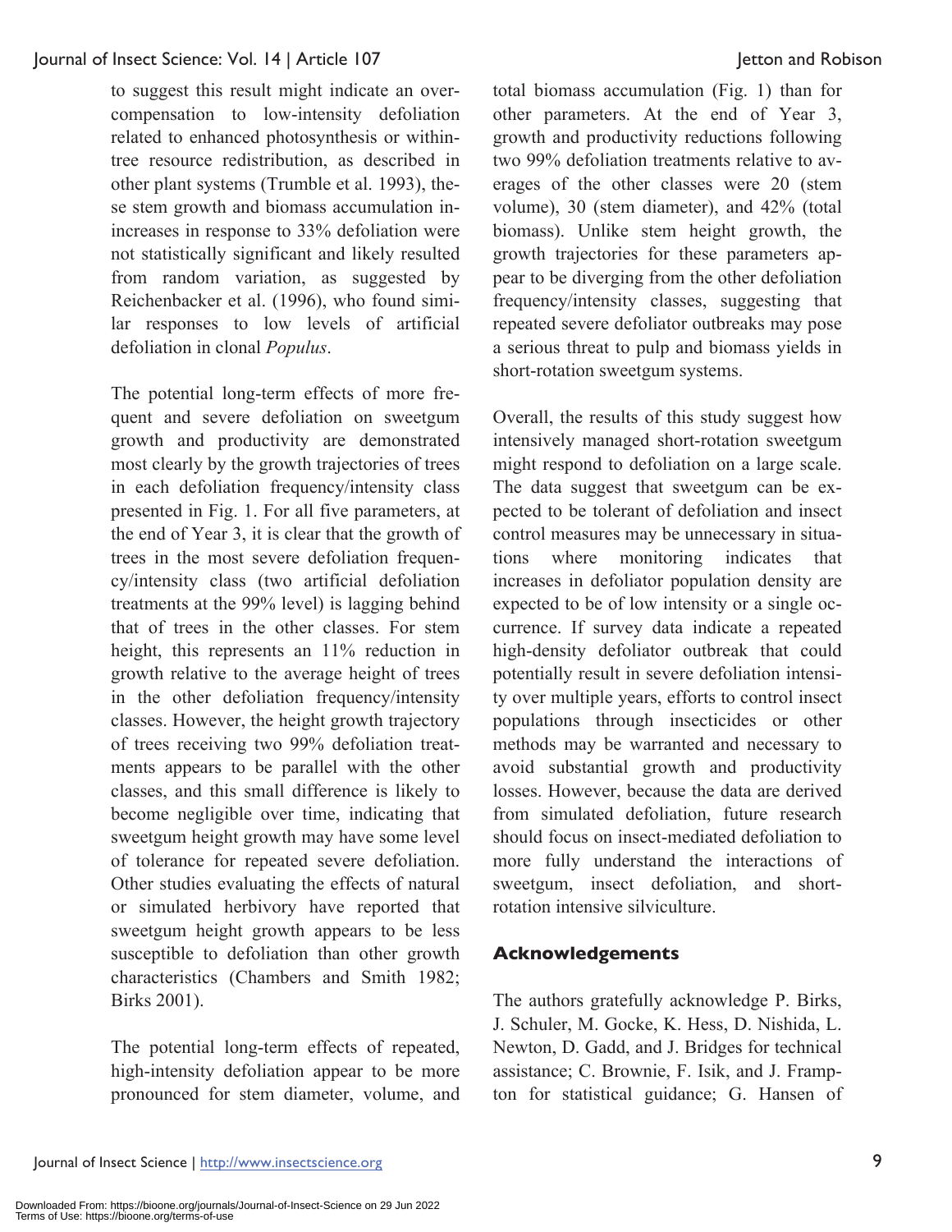to suggest this result might indicate an overcompensation to low-intensity defoliation related to enhanced photosynthesis or within-tree resource redistribution, as described in other plant systems (Trumble et al. 1993), these stem growth and biomass accumulation increases in response to 33% defoliation were not statistically significant and likely resulted from random variation, as suggested by Reichenbacker et al. (1996), who found similar responses to low levels of artificial defoliation in clonal *Populus*.

The potential long-term effects of more frequent and severe defoliation on sweetgum growth and productivity are demonstrated most clearly by the growth trajectories of trees in each defoliation frequency/intensity class presented in Fig. 1. For all five parameters, at the end of Year 3, it is clear that the growth of trees in the most severe defoliation frequency/intensity class (two artificial defoliation treatments at the 99% level) is lagging behind that of trees in the other classes. For stem height, this represents an 11% reduction in growth relative to the average height of trees in the other defoliation frequency/intensity classes. However, the height growth trajectory of trees receiving two 99% defoliation treatments appears to be parallel with the other classes, and this small difference is likely to become negligible over time, indicating that sweetgum height growth may have some level of tolerance for repeated severe defoliation. Other studies evaluating the effects of natural or simulated herbivory have reported that sweetgum height growth appears to be less susceptible to defoliation than other growth characteristics (Chambers and Smith 1982; Birks 2001).

The potential long-term effects of repeated, high-intensity defoliation appear to be more pronounced for stem diameter, volume, and total biomass accumulation (Fig. 1) than for other parameters. At the end of Year 3, growth and productivity reductions following two 99% defoliation treatments relative to averages of the other classes were 20 (stem volume), 30 (stem diameter), and 42% (total biomass). Unlike stem height growth, the growth trajectories for these parameters appear to be diverging from the other defoliation frequency/intensity classes, suggesting that repeated severe defoliator outbreaks may pose a serious threat to pulp and biomass yields in short-rotation sweetgum systems.

Overall, the results of this study suggest how intensively managed short-rotation sweetgum might respond to defoliation on a large scale. The data suggest that sweetgum can be expected to be tolerant of defoliation and insect control measures may be unnecessary in situations where monitoring indicates that increases in defoliator population density are expected to be of low intensity or a single occurrence. If survey data indicate a repeated high-density defoliator outbreak that could potentially result in severe defoliation intensity over multiple years, efforts to control insect populations through insecticides or other methods may be warranted and necessary to avoid substantial growth and productivity losses. However, because the data are derived from simulated defoliation, future research should focus on insect-mediated defoliation to more fully understand the interactions of sweetgum, insect defoliation, and short-rotation intensive silviculture.

## Acknowledgements

The authors gratefully acknowledge P. Birks, J. Schuler, M. Gocke, K. Hess, D. Nishida, L. Newton, D. Gadd, and J. Bridges for technical assistance; C. Brownie, F. Isik, and J. Frampton for statistical guidance; G. Hansen of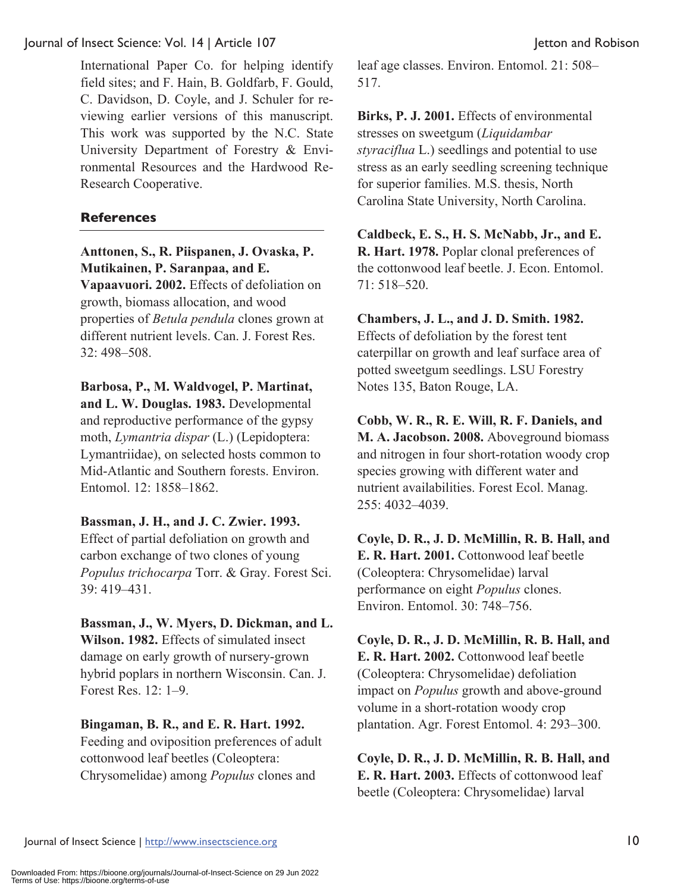International Paper Co. for helping identify field sites; and F. Hain, B. Goldfarb, F. Gould, C. Davidson, D. Coyle, and J. Schuler for reviewing earlier versions of this manuscript. This work was supported by the N.C. State University Department of Forestry & Environmental Resources and the Hardwood Re-Research Cooperative.

## References

**Anttonen, S., R. Piispanen, J. Ovaska, P. Mutikainen, P. Saranpaa, and E. Vapaavuori. 2002.** Effects of defoliation on growth, biomass allocation, and wood properties of *Betula pendula* clones grown at different nutrient levels. Can. J. Forest Res. 32: 498–508.

**Barbosa, P., M. Waldvogel, P. Martinat, and L. W. Douglas. 1983.** Developmental and reproductive performance of the gypsy moth, *Lymantria dispar* (L.) (Lepidoptera: Lymantriidae), on selected hosts common to Mid-Atlantic and Southern forests. Environ. Entomol. 12: 1858–1862.

**Bassman, J. H., and J. C. Zwier. 1993.** Effect of partial defoliation on growth and carbon exchange of two clones of young *Populus trichocarpa* Torr. & Gray. Forest Sci. 39: 419–431.

**Bassman, J., W. Myers, D. Dickman, and L. Wilson. 1982.** Effects of simulated insect damage on early growth of nursery-grown hybrid poplars in northern Wisconsin. Can. J. Forest Res. 12: 1–9.

**Bingaman, B. R., and E. R. Hart. 1992.** Feeding and oviposition preferences of adult cottonwood leaf beetles (Coleoptera: Chrysomelidae) among *Populus* clones and leaf age classes. Environ. Entomol. 21: 508–517.

**Birks, P. J. 2001.** Effects of environmental stresses on sweetgum (*Liquidambar styraciflua* L.) seedlings and potential to use stress as an early seedling screening technique for superior families. M.S. thesis, North Carolina State University, North Carolina.

**Caldbeck, E. S., H. S. McNabb, Jr., and E. R. Hart. 1978.** Poplar clonal preferences of the cottonwood leaf beetle. J. Econ. Entomol. 71: 518–520.

**Chambers, J. L., and J. D. Smith. 1982.** Effects of defoliation by the forest tent caterpillar on growth and leaf surface area of potted sweetgum seedlings. LSU Forestry Notes 135, Baton Rouge, LA.

**Cobb, W. R., R. E. Will, R. F. Daniels, and M. A. Jacobson. 2008.** Aboveground biomass and nitrogen in four short-rotation woody crop species growing with different water and nutrient availabilities. Forest Ecol. Manag. 255: 4032–4039.

**Coyle, D. R., J. D. McMillin, R. B. Hall, and E. R. Hart. 2001.** Cottonwood leaf beetle (Coleoptera: Chrysomelidae) larval performance on eight *Populus* clones. Environ. Entomol. 30: 748–756.

**Coyle, D. R., J. D. McMillin, R. B. Hall, and E. R. Hart. 2002.** Cottonwood leaf beetle (Coleoptera: Chrysomelidae) defoliation impact on *Populus* growth and above-ground volume in a short-rotation woody crop plantation. Agr. Forest Entomol. 4: 293–300.

**Coyle, D. R., J. D. McMillin, R. B. Hall, and E. R. Hart. 2003.** Effects of cottonwood leaf beetle (Coleoptera: Chrysomelidae) larval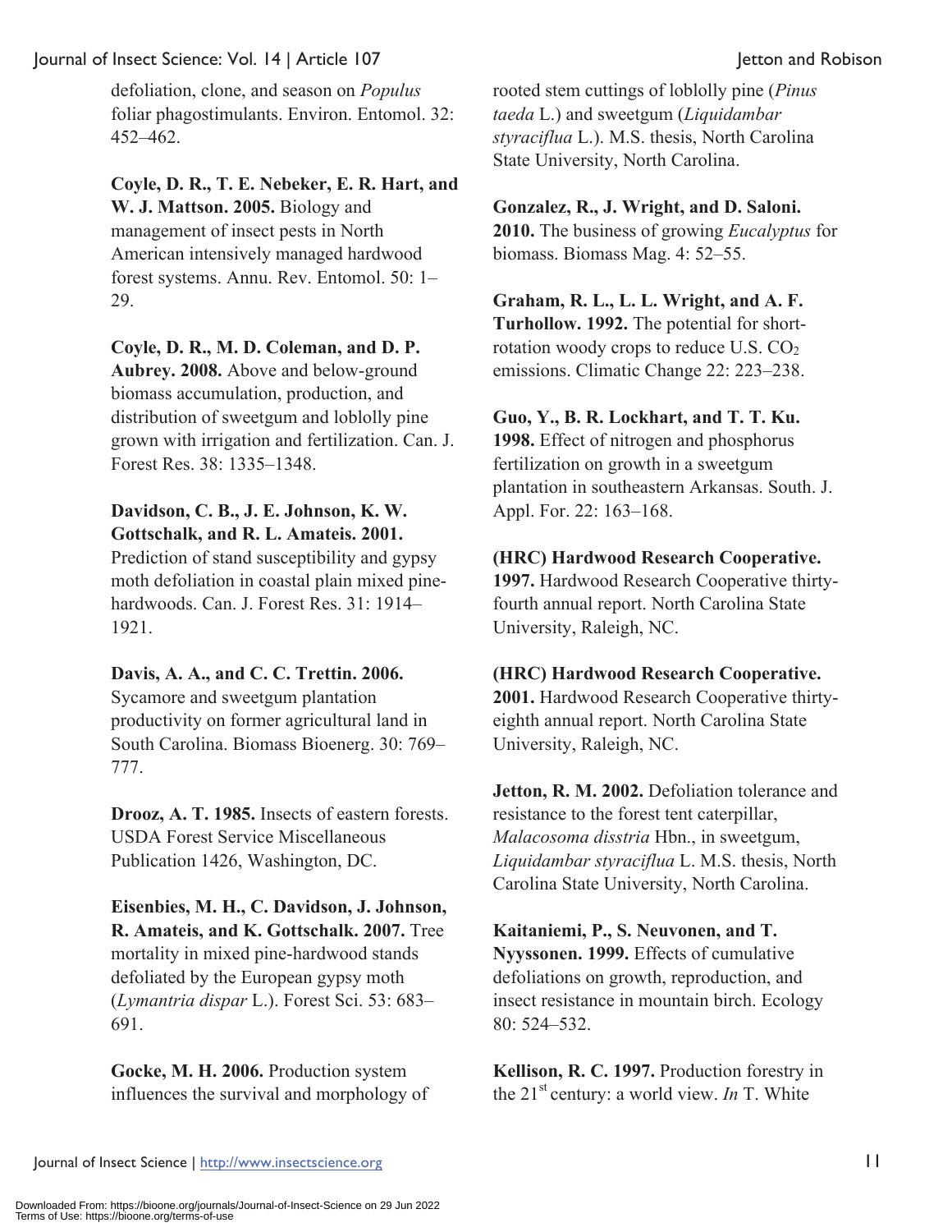defoliation, clone, and season on *Populus* foliar phagostimulants. Environ. Entomol. 32: 452–462.

**Coyle, D. R., T. E. Nebeker, E. R. Hart, and W. J. Mattson. 2005.** Biology and management of insect pests in North American intensively managed hardwood forest systems. Annu. Rev. Entomol. 50: 1–29.

**Coyle, D. R., M. D. Coleman, and D. P. Aubrey. 2008.** Above and below-ground biomass accumulation, production, and distribution of sweetgum and loblolly pine grown with irrigation and fertilization. Can. J. Forest Res. 38: 1335–1348.

**Davidson, C. B., J. E. Johnson, K. W. Gottschalk, and R. L. Amateis. 2001.** Prediction of stand susceptibility and gypsy moth defoliation in coastal plain mixed pine-hardwoods. Can. J. Forest Res. 31: 1914–1921.

**Davis, A. A., and C. C. Trettin. 2006.** Sycamore and sweetgum plantation productivity on former agricultural land in South Carolina. Biomass Bioenerg. 30: 769–777.

**Drooz, A. T. 1985.** Insects of eastern forests. USDA Forest Service Miscellaneous Publication 1426, Washington, DC.

**Eisenbies, M. H., C. Davidson, J. Johnson, R. Amateis, and K. Gottschalk. 2007.** Tree mortality in mixed pine-hardwood stands defoliated by the European gypsy moth (*Lymantria dispar* L.). Forest Sci. 53: 683–691.

**Gocke, M. H. 2006.** Production system influences the survival and morphology of rooted stem cuttings of loblolly pine (*Pinus taeda* L.) and sweetgum (*Liquidambar styraciflua* L.). M.S. thesis, North Carolina State University, North Carolina.

**Gonzalez, R., J. Wright, and D. Saloni. 2010.** The business of growing *Eucalyptus* for biomass. Biomass Mag. 4: 52–55.

**Graham, R. L., L. L. Wright, and A. F. Turhollow. 1992.** The potential for short-rotation woody crops to reduce U.S. $CO_2$ emissions. Climatic Change 22: 223–238.

**Guo, Y., B. R. Lockhart, and T. T. Ku. 1998.** Effect of nitrogen and phosphorus fertilization on growth in a sweetgum plantation in southeastern Arkansas. South. J. Appl. For. 22: 163–168.

**(HRC) Hardwood Research Cooperative. 1997.** Hardwood Research Cooperative thirty-fourth annual report. North Carolina State University, Raleigh, NC.

**(HRC) Hardwood Research Cooperative. 2001.** Hardwood Research Cooperative thirty-eighth annual report. North Carolina State University, Raleigh, NC.

**Jetton, R. M. 2002.** Defoliation tolerance and resistance to the forest tent caterpillar, *Malacosoma disstria* Hbn., in sweetgum, *Liquidambar styraciflua* L. M.S. thesis, North Carolina State University, North Carolina.

**Kaitaniemi, P., S. Neuvonen, and T. Nyyssonen. 1999.** Effects of cumulative defoliations on growth, reproduction, and insect resistance in mountain birch. Ecology 80: 524–532.

**Kellison, R. C. 1997.** Production forestry in the 21st century: a world view. *In* T. White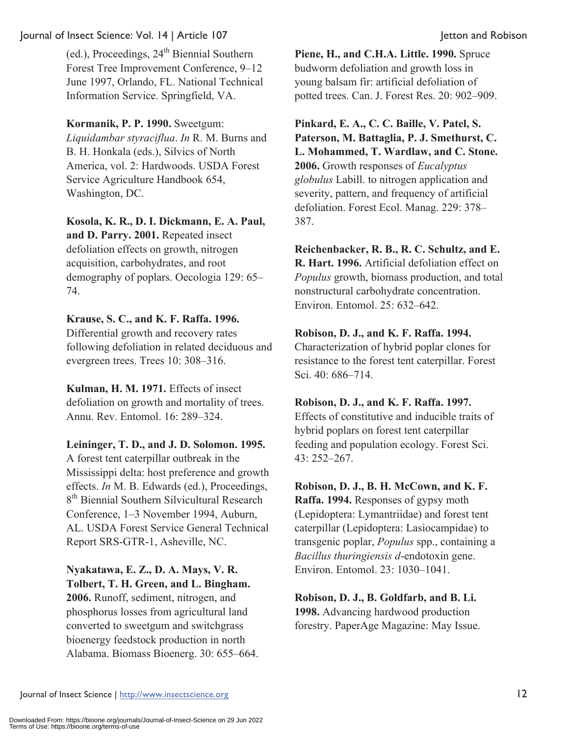(ed.), Proceedings, 24th Biennial Southern Forest Tree Improvement Conference, 9–12 June 1997, Orlando, FL. National Technical Information Service. Springfield, VA.

**Kormanik, P. P. 1990.** Sweetgum: *Liquidambar styraciflua*. *In* R. M. Burns and B. H. Honkala (eds.), Silvics of North America, vol. 2: Hardwoods. USDA Forest Service Agriculture Handbook 654, Washington, DC.

**Kosola, K. R., D. I. Dickmann, E. A. Paul, and D. Parry. 2001.** Repeated insect defoliation effects on growth, nitrogen acquisition, carbohydrates, and root demography of poplars. Oecologia 129: 65–74.

**Krause, S. C., and K. F. Raffa. 1996.** Differential growth and recovery rates following defoliation in related deciduous and evergreen trees. Trees 10: 308–316.

**Kulman, H. M. 1971.** Effects of insect defoliation on growth and mortality of trees. Annu. Rev. Entomol. 16: 289–324.

**Leininger, T. D., and J. D. Solomon. 1995.** A forest tent caterpillar outbreak in the Mississippi delta: host preference and growth effects. *In* M. B. Edwards (ed.), Proceedings, 8th Biennial Southern Silvicultural Research Conference, 1–3 November 1994, Auburn, AL. USDA Forest Service General Technical Report SRS-GTR-1, Asheville, NC.

**Nyakatawa, E. Z., D. A. Mays, V. R. Tolbert, T. H. Green, and L. Bingham. 2006.** Runoff, sediment, nitrogen, and phosphorus losses from agricultural land converted to sweetgum and switchgrass bioenergy feedstock production in north Alabama. Biomass Bioenerg. 30: 655–664.

**Piene, H., and C.H.A. Little. 1990.** Spruce budworm defoliation and growth loss in young balsam fir: artificial defoliation of potted trees. Can. J. Forest Res. 20: 902–909.

**Pinkard, E. A., C. C. Baille, V. Patel, S. Paterson, M. Battaglia, P. J. Smethurst, C. L. Mohammed, T. Wardlaw, and C. Stone. 2006.** Growth responses of *Eucalyptus globulus* Labill. to nitrogen application and severity, pattern, and frequency of artificial defoliation. Forest Ecol. Manag. 229: 378–387.

**Reichenbacker, R. B., R. C. Schultz, and E. R. Hart. 1996.** Artificial defoliation effect on *Populus* growth, biomass production, and total nonstructural carbohydrate concentration. Environ. Entomol. 25: 632–642.

**Robison, D. J., and K. F. Raffa. 1994.** Characterization of hybrid poplar clones for resistance to the forest tent caterpillar. Forest Sci. 40: 686–714.

**Robison, D. J., and K. F. Raffa. 1997.** Effects of constitutive and inducible traits of hybrid poplars on forest tent caterpillar feeding and population ecology. Forest Sci. 43: 252–267.

**Robison, D. J., B. H. McCown, and K. F. Raffa. 1994.** Responses of gypsy moth (Lepidoptera: Lymantriidae) and forest tent caterpillar (Lepidoptera: Lasiocampidae) to transgenic poplar, *Populus* spp., containing a *Bacillus thuringiensis d*-endotoxin gene. Environ. Entomol. 23: 1030–1041.

**Robison, D. J., B. Goldfarb, and B. Li. 1998.** Advancing hardwood production forestry. PaperAge Magazine: May Issue.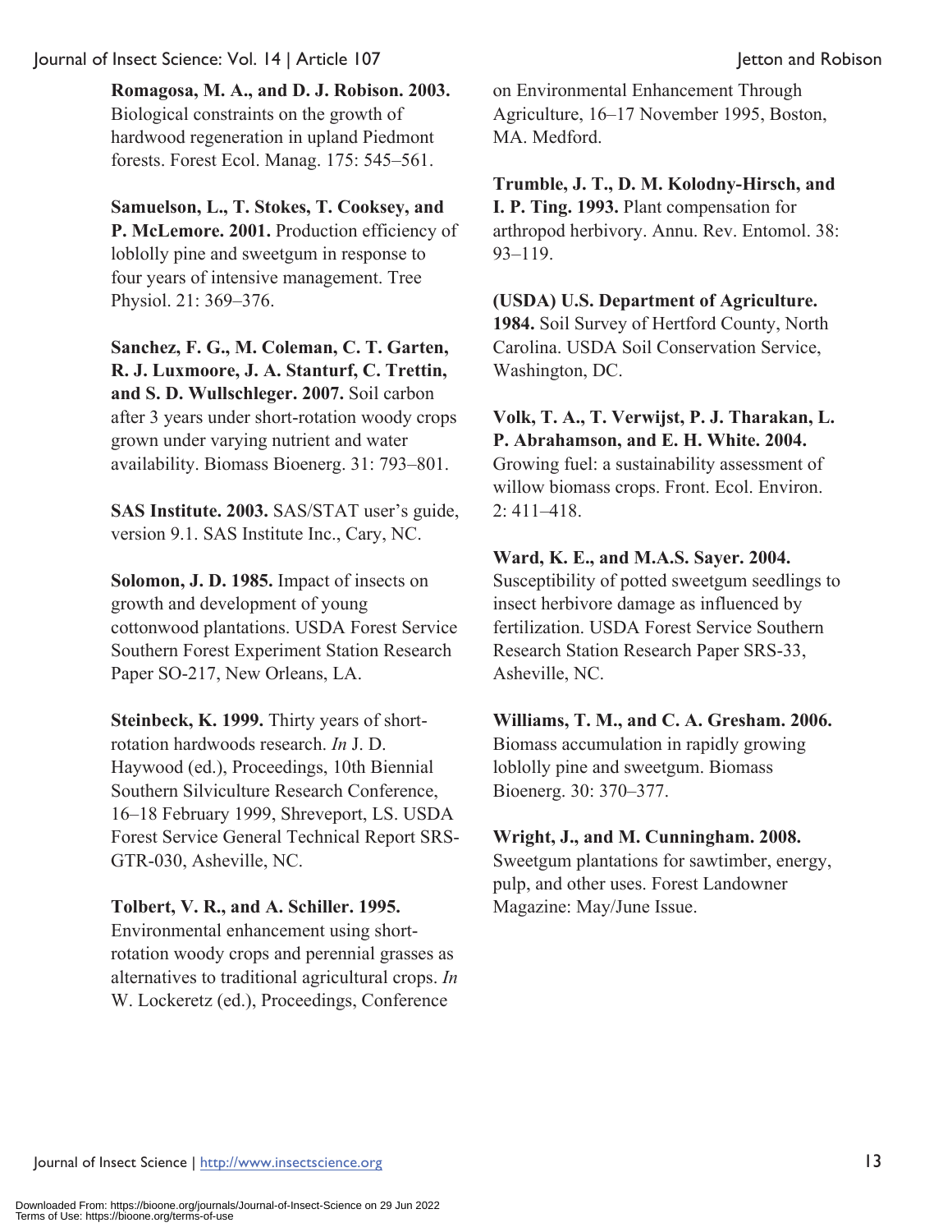**Romagosa, M. A., and D. J. Robison. 2003.** Biological constraints on the growth of hardwood regeneration in upland Piedmont forests. Forest Ecol. Manag. 175: 545–561.

**Samuelson, L., T. Stokes, T. Cooksey, and P. McLemore. 2001.** Production efficiency of loblolly pine and sweetgum in response to four years of intensive management. Tree Physiol. 21: 369–376.

**Sanchez, F. G., M. Coleman, C. T. Garten, R. J. Luxmoore, J. A. Stanturf, C. Trettin, and S. D. Wullschleger. 2007.** Soil carbon after 3 years under short-rotation woody crops grown under varying nutrient and water availability. Biomass Bioenerg. 31: 793–801.

**SAS Institute. 2003.** SAS/STAT user's guide, version 9.1. SAS Institute Inc., Cary, NC.

**Solomon, J. D. 1985.** Impact of insects on growth and development of young cottonwood plantations. USDA Forest Service Southern Forest Experiment Station Research Paper SO-217, New Orleans, LA.

**Steinbeck, K. 1999.** Thirty years of short-rotation hardwoods research. *In* J. D. Haywood (ed.), Proceedings, 10th Biennial Southern Silviculture Research Conference, 16–18 February 1999, Shreveport, LS. USDA Forest Service General Technical Report SRS-GTR-030, Asheville, NC.

**Tolbert, V. R., and A. Schiller. 1995.** Environmental enhancement using short-rotation woody crops and perennial grasses as alternatives to traditional agricultural crops. *In* W. Lockeretz (ed.), Proceedings, Conference on Environmental Enhancement Through Agriculture, 16–17 November 1995, Boston, MA. Medford.

**Trumble, J. T., D. M. Kolodny-Hirsch, and I. P. Ting. 1993.** Plant compensation for arthropod herbivory. Annu. Rev. Entomol. 38: 93–119.

**(USDA) U.S. Department of Agriculture. 1984.** Soil Survey of Hertford County, North Carolina. USDA Soil Conservation Service, Washington, DC.

**Volk, T. A., T. Verwijst, P. J. Tharakan, L. P. Abrahamson, and E. H. White. 2004.** Growing fuel: a sustainability assessment of willow biomass crops. Front. Ecol. Environ. 2: 411–418.

**Ward, K. E., and M.A.S. Sayer. 2004.** Susceptibility of potted sweetgum seedlings to insect herbivore damage as influenced by fertilization. USDA Forest Service Southern Research Station Research Paper SRS-33, Asheville, NC.

**Williams, T. M., and C. A. Gresham. 2006.** Biomass accumulation in rapidly growing loblolly pine and sweetgum. Biomass Bioenerg. 30: 370–377.

**Wright, J., and M. Cunningham. 2008.** Sweetgum plantations for sawtimber, energy, pulp, and other uses. Forest Landowner Magazine: May/June Issue.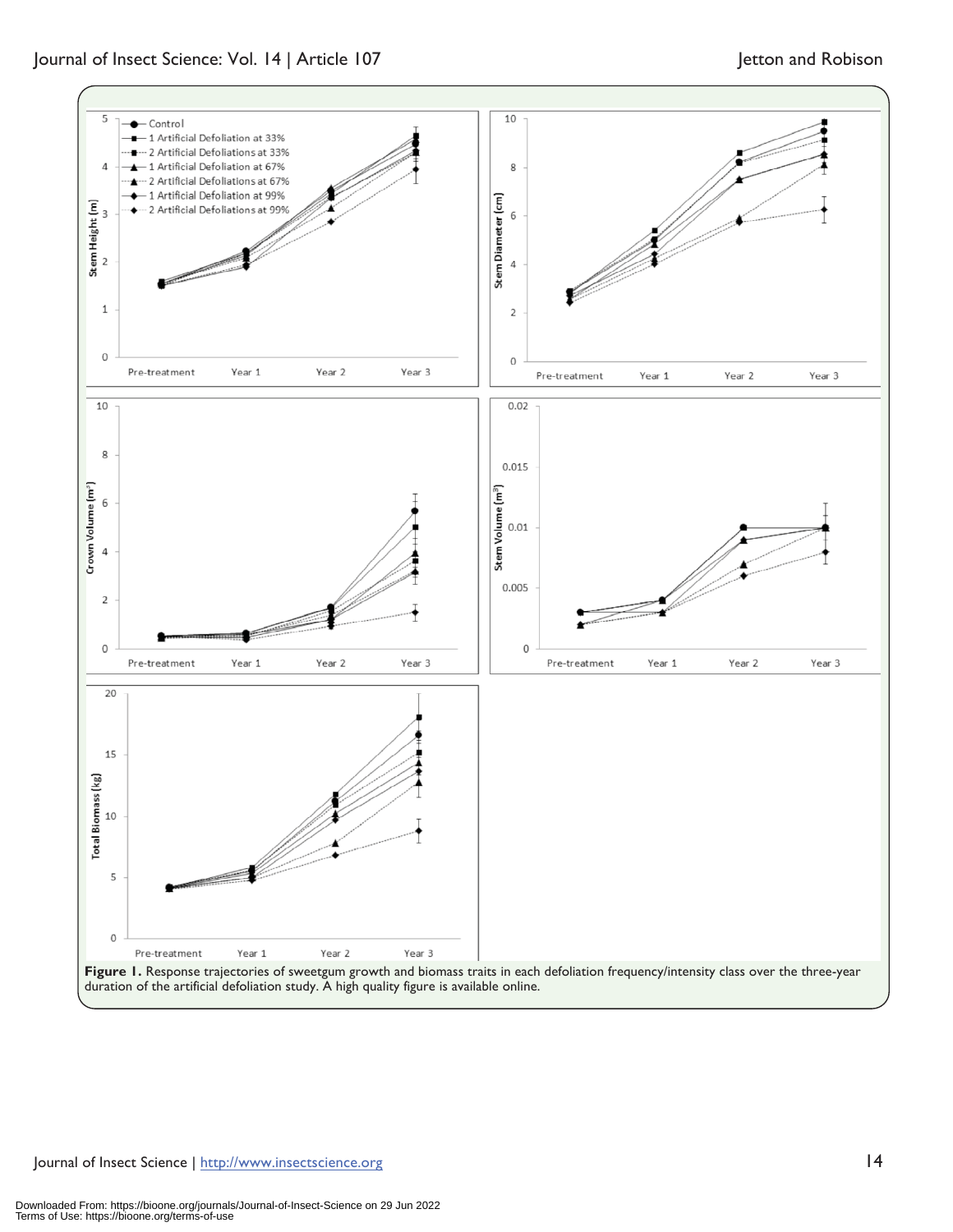5
Control
1 Artificial Defoliation at 33%
2 Artificial Defoliations at 33%
1 Artificial Defoliation at 67%
2 Artificial Defoliations at 67%
1 Artificial Defoliation at 99%
2 Artificial Defoliations at 99%
4
3
2
1
0
Stem Height (m)
Pre-treatment
Year 1
Year 2
Year 3

10
8
6
4
2
0
Stem Diameter (cm)
Pre-treatment
Year 1
Year 2
Year 3

10
8
6
4
2
0
Crown Volume (m³)
Pre-treatment
Year 1
Year 2
Year 3

0.02
0.015
0.01
0.005
0
Stem Volume (m³)
Pre-treatment
Year 1
Year 2
Year 3

20
15
10
5
0
Total Biomass (kg)
Pre-treatment
Year 1
Year 2
Year 3

**Figure 1.** Response trajectories of sweetgum growth and biomass traits in each defoliation frequency/intensity class over the three-year duration of the artificial defoliation study. A high quality figure is available online.

Downloaded From: https://bioone.org/journals/Journal-of-Insect-Science on 29 Jun 2022
Terms of Use: https://bioone.org/terms-of-use